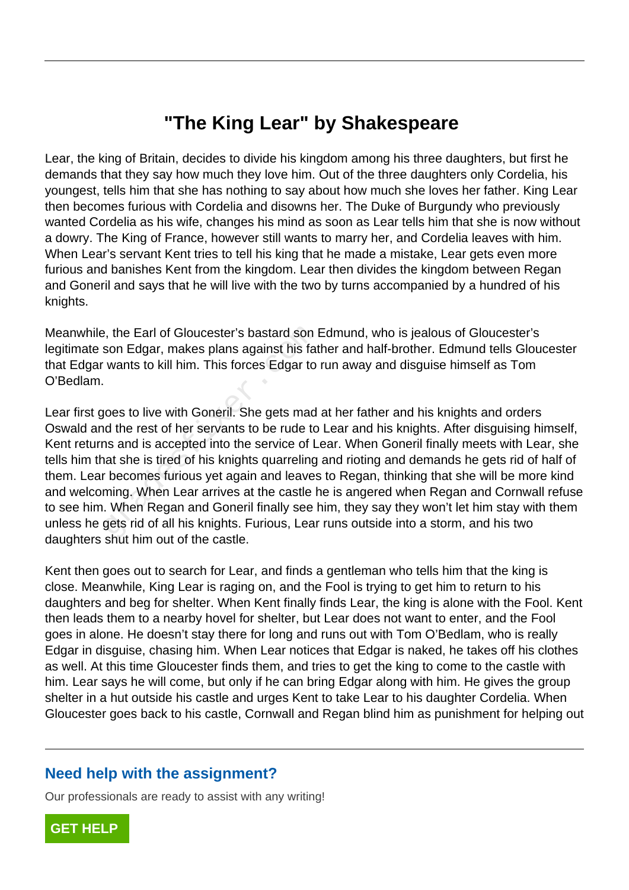# "The King Lear" by Shakespeare

Lear, the king of Britain, decides to divide his kingdom among his three daughters, but first he demands that they say how much they love him. Out of the three daughters only Cordelia, his youngest, tells him that she has nothing to say about how much she loves her father. King Lear then becomes furious with Cordelia and disowns her. The Duke of Burgundy who previously wanted Cordelia as his wife, changes his mind as soon as Lear tells him that she is now without a dowry. The King of France, however still wants to marry her, and Cordelia leaves with him. When Lear's servant Kent tries to tell his king that he made a mistake, Lear gets even more furious and banishes Kent from the kingdom. Lear then divides the kingdom between Regan and Goneril and says that he will live with the two by turns accompanied by a hundred of his knights.

Meanwhile, the Earl of Gloucester's bastard son Edmund, who is jealous of Gloucester's legitimate son Edgar, makes plans against his father and half-brother. Edmund tells Gloucester that Edgar wants to kill him. This forces Edgar to run away and disguise himself as Tom O'Bedlam.

Lear first goes to live with Goneril. She gets mad at her father and his knights and orders Oswald and the rest of her servants to be rude to Lear and his knights. After disguising himself, Kent returns and is accepted into the service of Lear. When Goneril finally meets with Lear, she tells him that she is tired of his knights quarreling and rioting and demands he gets rid of half of them. Lear becomes furious yet again and leaves to Regan, thinking that she will be more kind and welcoming. When Lear arrives at the castle he is angered when Regan and Cornwall refuse to see him. When Regan and Goneril finally see him, they say they won't let him stay with them unless he gets rid of all his knights. Furious, Lear runs outside into a storm, and his two daughters shut him out of the castle.

Kent then goes out to search for Lear, and finds a gentleman who tells him that the king is close. Meanwhile, King Lear is raging on, and the Fool is trying to get him to return to his daughters and beg for shelter. When Kent finally finds Lear, the king is alone with the Fool. Kent then leads them to a nearby hovel for shelter, but Lear does not want to enter, and the Fool goes in alone. He doesn't stay there for long and runs out with Tom O'Bedlam, who is really Edgar in disguise, chasing him. When Lear notices that Edgar is naked, he takes off his clothes as well. At this time Gloucester finds them, and tries to get the king to come to the castle with him. Lear says he will come, but only if he can bring Edgar along with him. He gives the group shelter in a hut outside his castle and urges Kent to take Lear to his daughter Cordelia. When Gloucester goes back to his castle, Cornwall and Regan blind him as punishment for helping out

## Need help with the assignment?

Our professionals are ready to assist with any writing!

GET HELP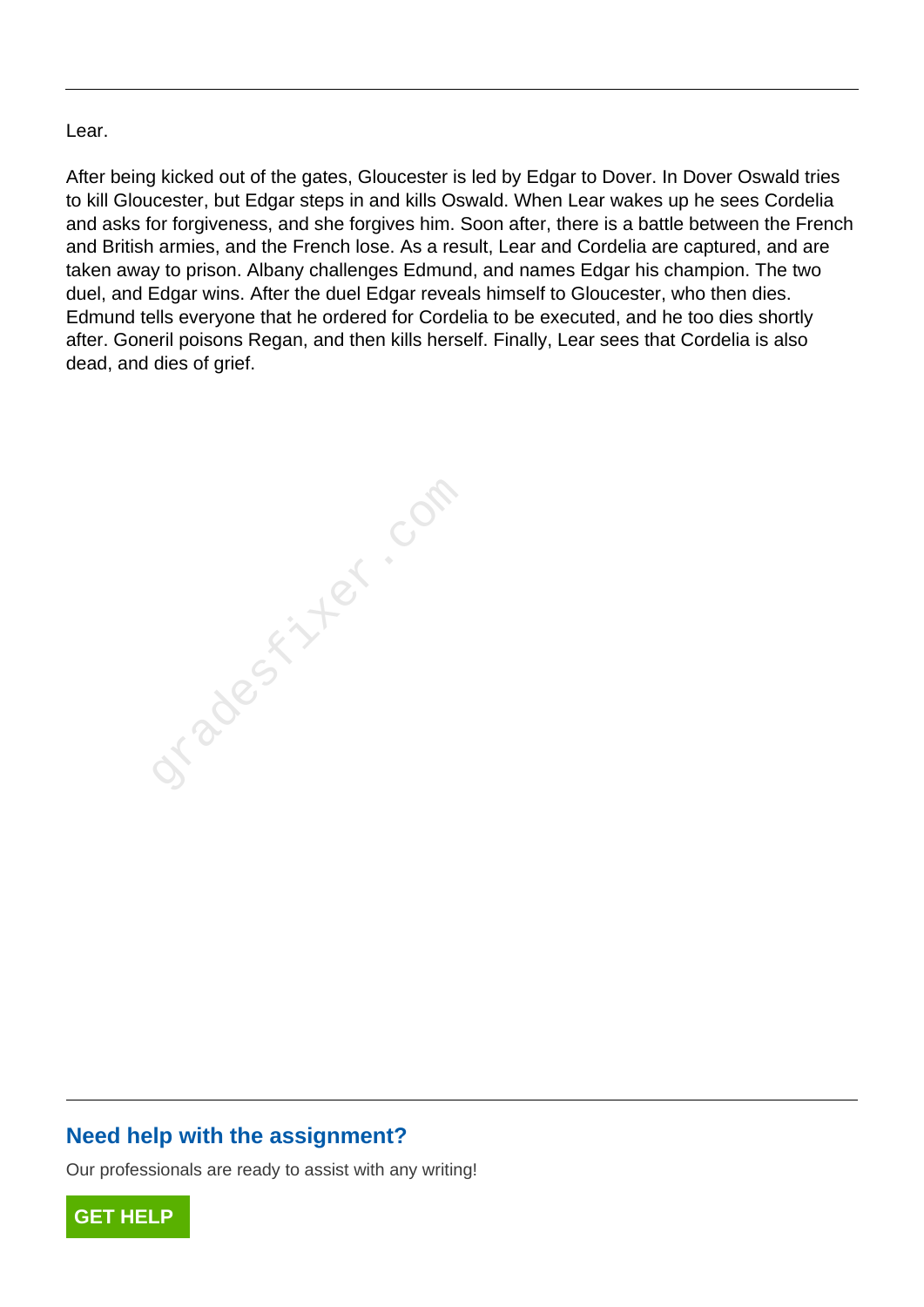Lear.

After being kicked out of the gates, Gloucester is led by Edgar to Dover. In Dover Oswald tries to kill Gloucester, but Edgar steps in and kills Oswald. When Lear wakes up he sees Cordelia and asks for forgiveness, and she forgives him. Soon after, there is a battle between the French and British armies, and the French lose. As a result, Lear and Cordelia are captured, and are taken away to prison. Albany challenges Edmund, and names Edgar his champion. The two duel, and Edgar wins. After the duel Edgar reveals himself to Gloucester, who then dies. Edmund tells everyone that he ordered for Cordelia to be executed, and he too dies shortly after. Goneril poisons Regan, and then kills herself. Finally, Lear sees that Cordelia is also dead, and dies of grief.